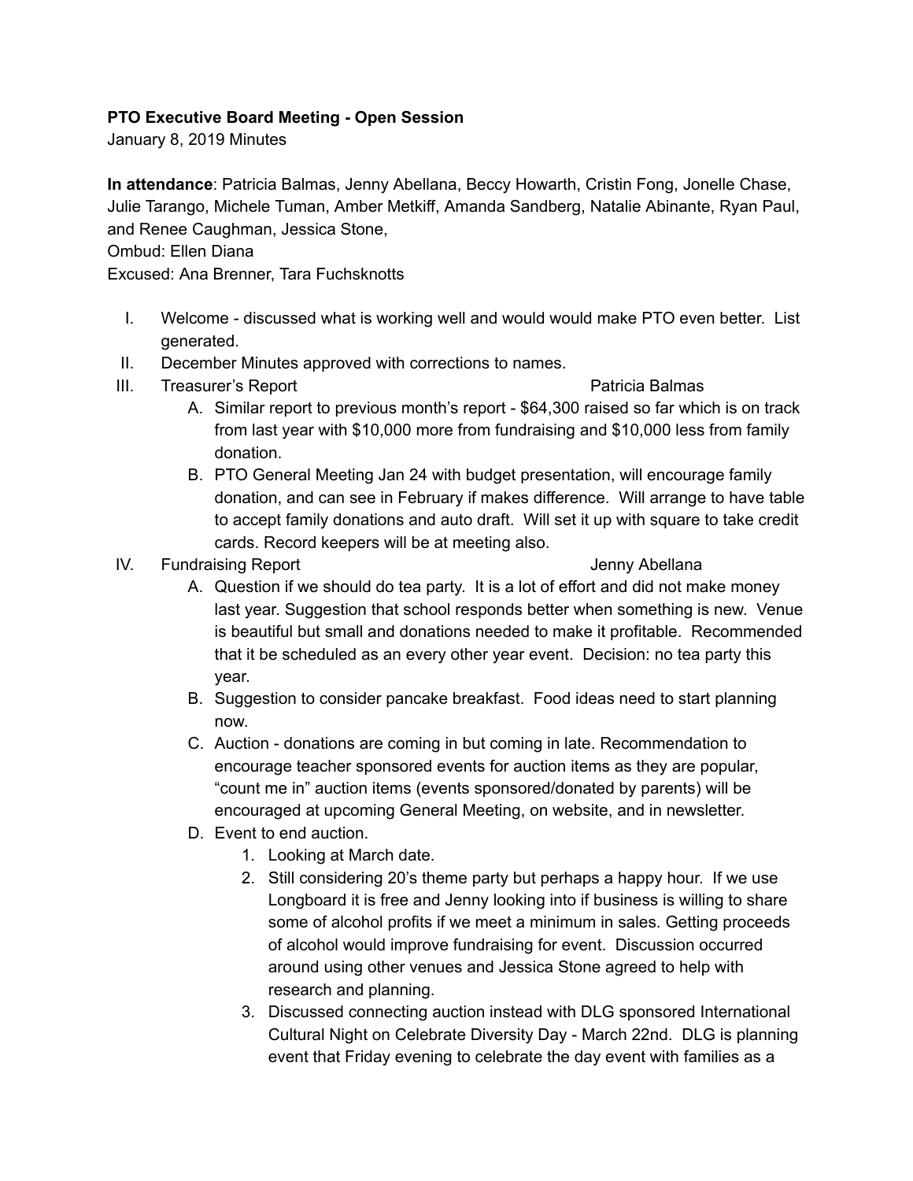**PTO Executive Board Meeting - Open Session**

January 8, 2019 Minutes

**In attendance**: Patricia Balmas, Jenny Abellana, Beccy Howarth, Cristin Fong, Jonelle Chase, Julie Tarango, Michele Tuman, Amber Metkiff, Amanda Sandberg, Natalie Abinante, Ryan Paul, and Renee Caughman, Jessica Stone,

Ombud: Ellen Diana

Excused: Ana Brenner, Tara Fuchsknotts

I. Welcome - discussed what is working well and would would make PTO even better. List generated.

II. December Minutes approved with corrections to names.

III. Treasurer's Report — Patricia Balmas

  A. Similar report to previous month's report - $64,300 raised so far which is on track from last year with $10,000 more from fundraising and $10,000 less from family donation.

  B. PTO General Meeting Jan 24 with budget presentation, will encourage family donation, and can see in February if makes difference. Will arrange to have table to accept family donations and auto draft. Will set it up with square to take credit cards. Record keepers will be at meeting also.

IV. Fundraising Report — Jenny Abellana

  A. Question if we should do tea party. It is a lot of effort and did not make money last year. Suggestion that school responds better when something is new. Venue is beautiful but small and donations needed to make it profitable. Recommended that it be scheduled as an every other year event. Decision: no tea party this year.

  B. Suggestion to consider pancake breakfast. Food ideas need to start planning now.

  C. Auction - donations are coming in but coming in late. Recommendation to encourage teacher sponsored events for auction items as they are popular, "count me in" auction items (events sponsored/donated by parents) will be encouraged at upcoming General Meeting, on website, and in newsletter.

  D. Event to end auction.

    1. Looking at March date.
    2. Still considering 20's theme party but perhaps a happy hour. If we use Longboard it is free and Jenny looking into if business is willing to share some of alcohol profits if we meet a minimum in sales. Getting proceeds of alcohol would improve fundraising for event. Discussion occurred around using other venues and Jessica Stone agreed to help with research and planning.
    3. Discussed connecting auction instead with DLG sponsored International Cultural Night on Celebrate Diversity Day - March 22nd. DLG is planning event that Friday evening to celebrate the day event with families as a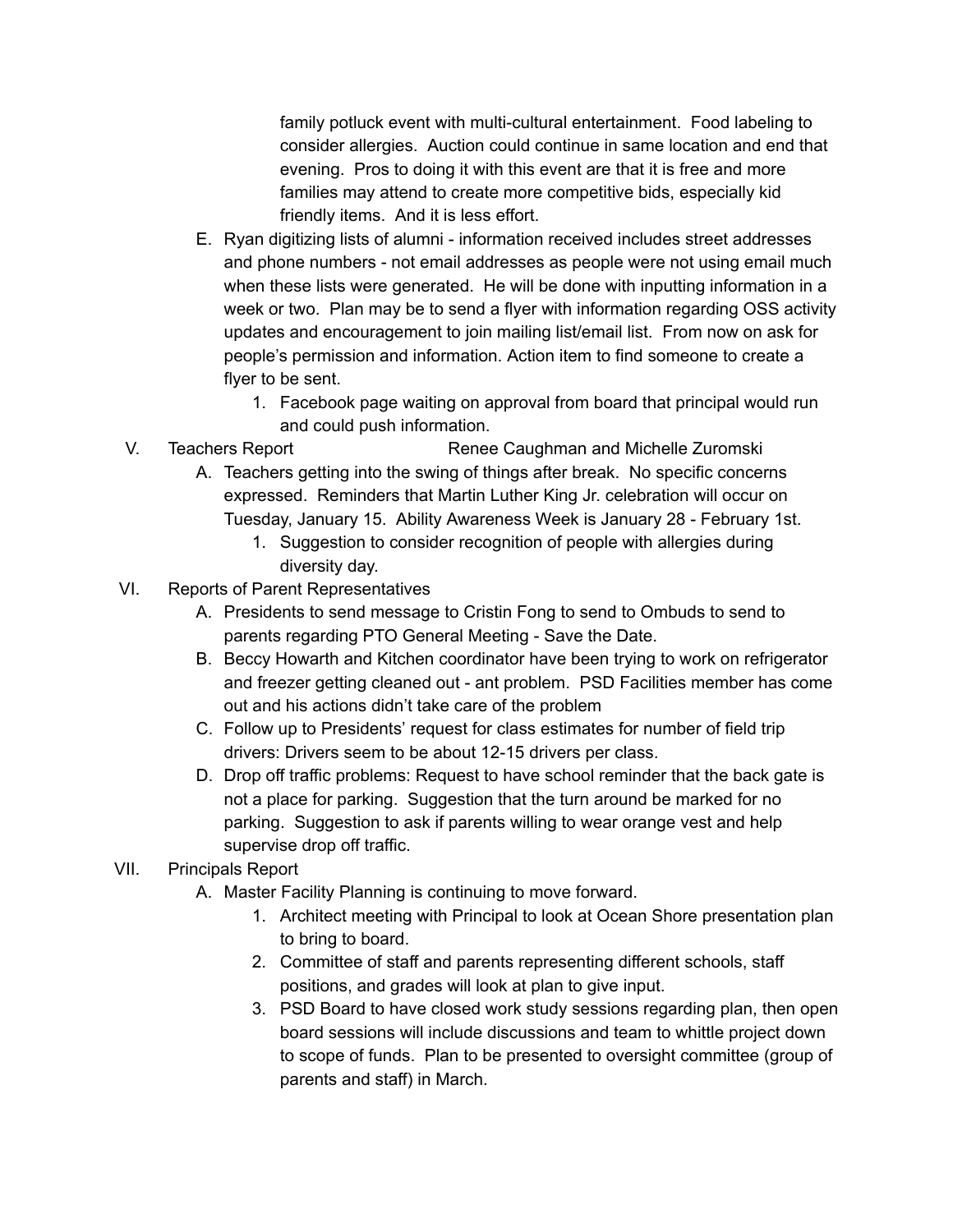family potluck event with multi-cultural entertainment. Food labeling to consider allergies. Auction could continue in same location and end that evening. Pros to doing it with this event are that it is free and more families may attend to create more competitive bids, especially kid friendly items. And it is less effort.

E. Ryan digitizing lists of alumni - information received includes street addresses and phone numbers - not email addresses as people were not using email much when these lists were generated. He will be done with inputting information in a week or two. Plan may be to send a flyer with information regarding OSS activity updates and encouragement to join mailing list/email list. From now on ask for people's permission and information. Action item to find someone to create a flyer to be sent.
   1. Facebook page waiting on approval from board that principal would run and could push information.

V. Teachers Report — Renee Caughman and Michelle Zuromski
   A. Teachers getting into the swing of things after break. No specific concerns expressed. Reminders that Martin Luther King Jr. celebration will occur on Tuesday, January 15. Ability Awareness Week is January 28 - February 1st.
      1. Suggestion to consider recognition of people with allergies during diversity day.

VI. Reports of Parent Representatives
   A. Presidents to send message to Cristin Fong to send to Ombuds to send to parents regarding PTO General Meeting - Save the Date.
   B. Beccy Howarth and Kitchen coordinator have been trying to work on refrigerator and freezer getting cleaned out - ant problem. PSD Facilities member has come out and his actions didn't take care of the problem
   C. Follow up to Presidents' request for class estimates for number of field trip drivers: Drivers seem to be about 12-15 drivers per class.
   D. Drop off traffic problems: Request to have school reminder that the back gate is not a place for parking. Suggestion that the turn around be marked for no parking. Suggestion to ask if parents willing to wear orange vest and help supervise drop off traffic.

VII. Principals Report
   A. Master Facility Planning is continuing to move forward.
      1. Architect meeting with Principal to look at Ocean Shore presentation plan to bring to board.
      2. Committee of staff and parents representing different schools, staff positions, and grades will look at plan to give input.
      3. PSD Board to have closed work study sessions regarding plan, then open board sessions will include discussions and team to whittle project down to scope of funds. Plan to be presented to oversight committee (group of parents and staff) in March.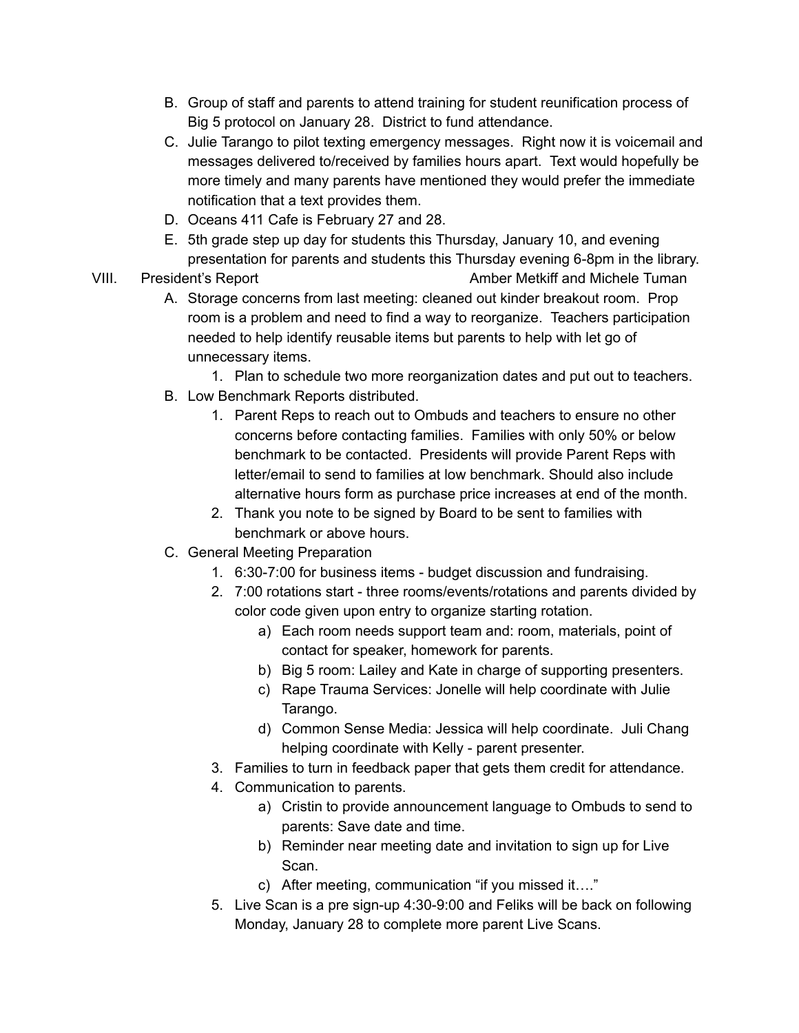B. Group of staff and parents to attend training for student reunification process of Big 5 protocol on January 28. District to fund attendance.

C. Julie Tarango to pilot texting emergency messages. Right now it is voicemail and messages delivered to/received by families hours apart. Text would hopefully be more timely and many parents have mentioned they would prefer the immediate notification that a text provides them.

D. Oceans 411 Cafe is February 27 and 28.

E. 5th grade step up day for students this Thursday, January 10, and evening presentation for parents and students this Thursday evening 6-8pm in the library.

VIII. President's Report — Amber Metkiff and Michele Tuman

A. Storage concerns from last meeting: cleaned out kinder breakout room. Prop room is a problem and need to find a way to reorganize. Teachers participation needed to help identify reusable items but parents to help with let go of unnecessary items.
   1. Plan to schedule two more reorganization dates and put out to teachers.

B. Low Benchmark Reports distributed.
   1. Parent Reps to reach out to Ombuds and teachers to ensure no other concerns before contacting families. Families with only 50% or below benchmark to be contacted. Presidents will provide Parent Reps with letter/email to send to families at low benchmark. Should also include alternative hours form as purchase price increases at end of the month.
   2. Thank you note to be signed by Board to be sent to families with benchmark or above hours.

C. General Meeting Preparation
   1. 6:30-7:00 for business items - budget discussion and fundraising.
   2. 7:00 rotations start - three rooms/events/rotations and parents divided by color code given upon entry to organize starting rotation.
      a) Each room needs support team and: room, materials, point of contact for speaker, homework for parents.
      b) Big 5 room: Lailey and Kate in charge of supporting presenters.
      c) Rape Trauma Services: Jonelle will help coordinate with Julie Tarango.
      d) Common Sense Media: Jessica will help coordinate. Juli Chang helping coordinate with Kelly - parent presenter.
   3. Families to turn in feedback paper that gets them credit for attendance.
   4. Communication to parents.
      a) Cristin to provide announcement language to Ombuds to send to parents: Save date and time.
      b) Reminder near meeting date and invitation to sign up for Live Scan.
      c) After meeting, communication "if you missed it…."
   5. Live Scan is a pre sign-up 4:30-9:00 and Feliks will be back on following Monday, January 28 to complete more parent Live Scans.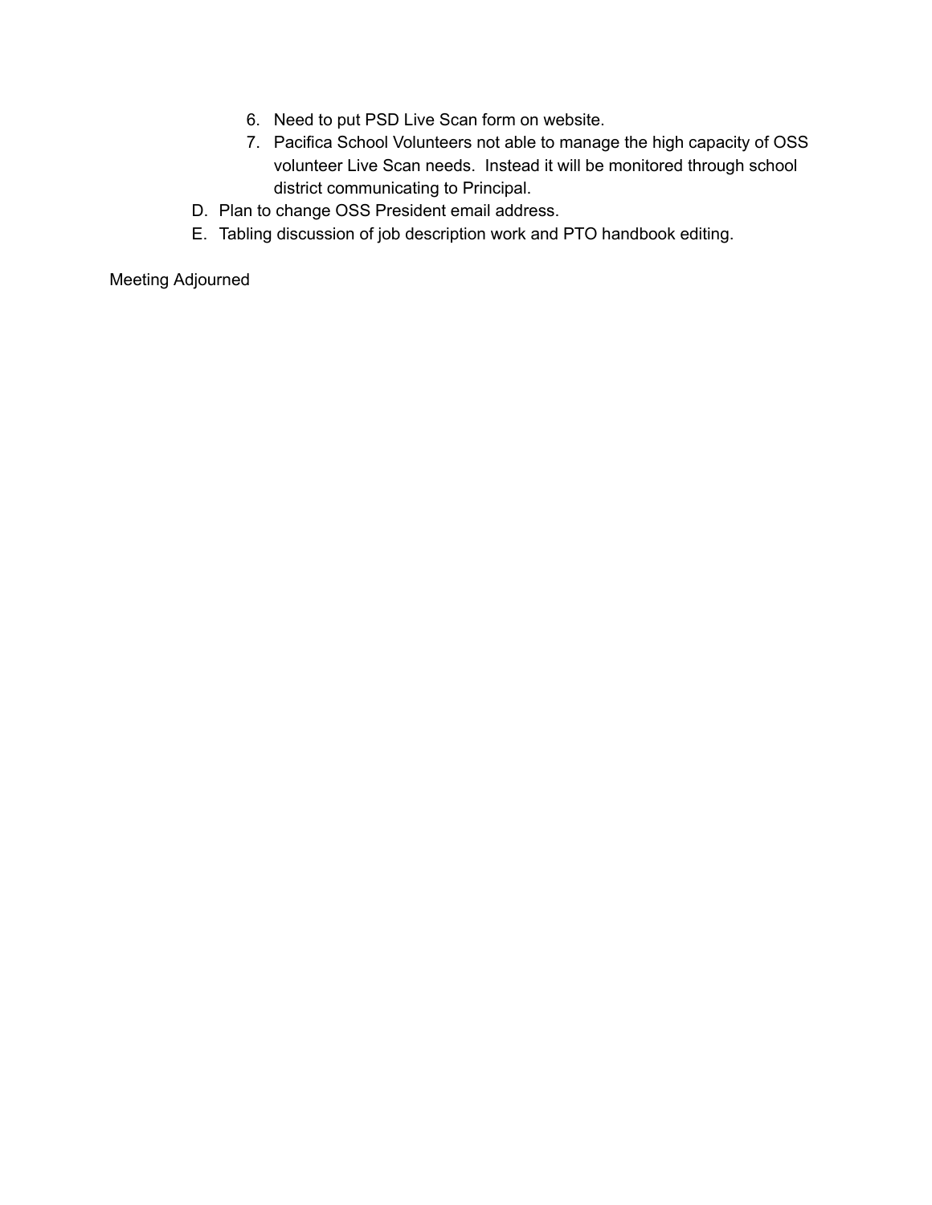6. Need to put PSD Live Scan form on website.
7. Pacifica School Volunteers not able to manage the high capacity of OSS volunteer Live Scan needs. Instead it will be monitored through school district communicating to Principal.

D. Plan to change OSS President email address.

E. Tabling discussion of job description work and PTO handbook editing.

Meeting Adjourned